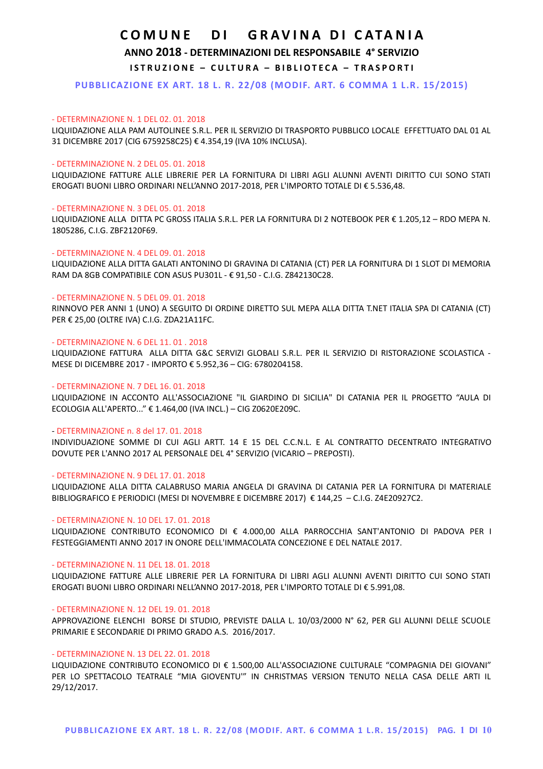# COMUNE DI GRAVINA DI CATANIA

## ANNO 2018 - DETERMINAZIONI DEL RESPONSABILE 4° SERVIZIO

### ISTRUZIONE – CULTURA – BIBLIOTECA – TRASPORTI

**PUBBLICAZIONE EX ART. 18 L. R. 22/08 (MODIF. ART. 6 COMMA 1 L.R. 15/2015)**

- DETERMINAZIONE N. 1 DEL 02. 01. 2018

LIQUIDAZIONE ALLA PAM AUTOLINEE S.R.L. PER IL SERVIZIO DI TRASPORTO PUBBLICO LOCALE EFFETTUATO DAL 01 AL 31 DICEMBRE 2017 (CIG 6759258C25) € 4.354,19 (IVA 10% INCLUSA).

- DETERMINAZIONE N. 2 DEL 05. 01. 2018

LIQUIDAZIONE FATTURE ALLE LIBRERIE PER LA FORNITURA DI LIBRI AGLI ALUNNI AVENTI DIRITTO CUI SONO STATI EROGATI BUONI LIBRO ORDINARI NELL'ANNO 2017-2018, PER L'IMPORTO TOTALE DI € 5.536,48.

- DETERMINAZIONE N. 3 DEL 05. 01. 2018

LIQUIDAZIONE ALLA DITTA PC GROSS ITALIA S.R.L. PER LA FORNITURA DI 2 NOTEBOOK PER € 1.205,12 – RDO MEPA N. 1805286, C.I.G. ZBF2120F69.

- DETERMINAZIONE N. 4 DEL 09. 01. 2018

LIQUIDAZIONE ALLA DITTA GALATI ANTONINO DI GRAVINA DI CATANIA (CT) PER LA FORNITURA DI 1 SLOT DI MEMORIA RAM DA 8GB COMPATIBILE CON ASUS PU301L - € 91,50 - C.I.G. Z842130C28.

- DETERMINAZIONE N. 5 DEL 09. 01. 2018

RINNOVO PER ANNI 1 (UNO) A SEGUITO DI ORDINE DIRETTO SUL MEPA ALLA DITTA T.NET ITALIA SPA DI CATANIA (CT) PER € 25,00 (OLTRE IVA) C.I.G. ZDA21A11FC.

- DETERMINAZIONE N. 6 DEL 11. 01 . 2018

LIQUIDAZIONE FATTURA ALLA DITTA G&C SERVIZI GLOBALI S.R.L. PER IL SERVIZIO DI RISTORAZIONE SCOLASTICA - MESE DI DICEMBRE 2017 - IMPORTO € 5.952,36 – CIG: 6780204158.

- DETERMINAZIONE N. 7 DEL 16. 01. 2018

LIQUIDAZIONE IN ACCONTO ALL'ASSOCIAZIONE "IL GIARDINO DI SICILIA" DI CATANIA PER IL PROGETTO "AULA DI ECOLOGIA ALL'APERTO..." € 1.464,00 (IVA INCL.) – CIG Z0620E209C.

- DETERMINAZIONE n. 8 del 17. 01. 2018

INDIVIDUAZIONE SOMME DI CUI AGLI ARTT. 14 E 15 DEL C.C.N.L. E AL CONTRATTO DECENTRATO INTEGRATIVO DOVUTE PER L'ANNO 2017 AL PERSONALE DEL 4° SERVIZIO (VICARIO – PREPOSTI).

- DETERMINAZIONE N. 9 DEL 17. 01. 2018

LIQUIDAZIONE ALLA DITTA CALABRUSO MARIA ANGELA DI GRAVINA DI CATANIA PER LA FORNITURA DI MATERIALE BIBLIOGRAFICO E PERIODICI (MESI DI NOVEMBRE E DICEMBRE 2017) € 144,25 – C.I.G. Z4E20927C2.

- DETERMINAZIONE N. 10 DEL 17. 01. 2018

LIQUIDAZIONE CONTRIBUTO ECONOMICO DI € 4.000,00 ALLA PARROCCHIA SANT'ANTONIO DI PADOVA PER I FESTEGGIAMENTI ANNO 2017 IN ONORE DELL'IMMACOLATA CONCEZIONE E DEL NATALE 2017.

- DETERMINAZIONE N. 11 DEL 18. 01. 2018

LIQUIDAZIONE FATTURE ALLE LIBRERIE PER LA FORNITURA DI LIBRI AGLI ALUNNI AVENTI DIRITTO CUI SONO STATI EROGATI BUONI LIBRO ORDINARI NELL'ANNO 2017-2018, PER L'IMPORTO TOTALE DI € 5.991,08.

- DETERMINAZIONE N. 12 DEL 19. 01. 2018

APPROVAZIONE ELENCHI BORSE DI STUDIO, PREVISTE DALLA L. 10/03/2000 N° 62, PER GLI ALUNNI DELLE SCUOLE PRIMARIE E SECONDARIE DI PRIMO GRADO A.S. 2016/2017.

- DETERMINAZIONE N. 13 DEL 22. 01. 2018

LIQUIDAZIONE CONTRIBUTO ECONOMICO DI € 1.500,00 ALL'ASSOCIAZIONE CULTURALE "COMPAGNIA DEI GIOVANI" PER LO SPETTACOLO TEATRALE "MIA GIOVENTU'" IN CHRISTMAS VERSION TENUTO NELLA CASA DELLE ARTI IL 29/12/2017.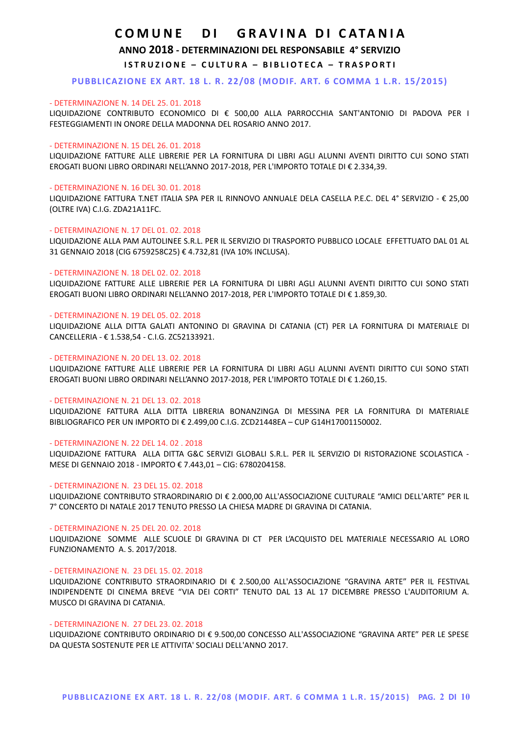# COMUNE DI GRAVINA DI CATANIA

## ANNO 2018 - DETERMINAZIONI DEL RESPONSABILE 4° SERVIZIO

### ISTRUZIONE – CULTURA – BIBLIOTECA – TRASPORTI

**PUBBLICAZIONE EX ART. 18 L. R. 22/08 (MODIF. ART. 6 COMMA 1 L.R. 15/2015)**

- DETERMINAZIONE N. 14 DEL 25. 01. 2018
LIQUIDAZIONE CONTRIBUTO ECONOMICO DI € 500,00 ALLA PARROCCHIA SANT'ANTONIO DI PADOVA PER I FESTEGGIAMENTI IN ONORE DELLA MADONNA DEL ROSARIO ANNO 2017.

- DETERMINAZIONE N. 15 DEL 26. 01. 2018
LIQUIDAZIONE FATTURE ALLE LIBRERIE PER LA FORNITURA DI LIBRI AGLI ALUNNI AVENTI DIRITTO CUI SONO STATI EROGATI BUONI LIBRO ORDINARI NELL'ANNO 2017-2018, PER L'IMPORTO TOTALE DI € 2.334,39.

- DETERMINAZIONE N. 16 DEL 30. 01. 2018
LIQUIDAZIONE FATTURA T.NET ITALIA SPA PER IL RINNOVO ANNUALE DELA CASELLA P.E.C. DEL 4° SERVIZIO - € 25,00 (OLTRE IVA) C.I.G. ZDA21A11FC.

- DETERMINAZIONE N. 17 DEL 01. 02. 2018
LIQUIDAZIONE ALLA PAM AUTOLINEE S.R.L. PER IL SERVIZIO DI TRASPORTO PUBBLICO LOCALE EFFETTUATO DAL 01 AL 31 GENNAIO 2018 (CIG 6759258C25) € 4.732,81 (IVA 10% INCLUSA).

- DETERMINAZIONE N. 18 DEL 02. 02. 2018
LIQUIDAZIONE FATTURE ALLE LIBRERIE PER LA FORNITURA DI LIBRI AGLI ALUNNI AVENTI DIRITTO CUI SONO STATI EROGATI BUONI LIBRO ORDINARI NELL'ANNO 2017-2018, PER L'IMPORTO TOTALE DI € 1.859,30.

- DETERMINAZIONE N. 19 DEL 05. 02. 2018
LIQUIDAZIONE ALLA DITTA GALATI ANTONINO DI GRAVINA DI CATANIA (CT) PER LA FORNITURA DI MATERIALE DI CANCELLERIA - € 1.538,54 - C.I.G. ZC52133921.

- DETERMINAZIONE N. 20 DEL 13. 02. 2018
LIQUIDAZIONE FATTURE ALLE LIBRERIE PER LA FORNITURA DI LIBRI AGLI ALUNNI AVENTI DIRITTO CUI SONO STATI EROGATI BUONI LIBRO ORDINARI NELL'ANNO 2017-2018, PER L'IMPORTO TOTALE DI € 1.260,15.

- DETERMINAZIONE N. 21 DEL 13. 02. 2018
LIQUIDAZIONE FATTURA ALLA DITTA LIBRERIA BONANZINGA DI MESSINA PER LA FORNITURA DI MATERIALE BIBLIOGRAFICO PER UN IMPORTO DI € 2.499,00 C.I.G. ZCD21448EA – CUP G14H17001150002.

- DETERMINAZIONE N. 22 DEL 14. 02 . 2018
LIQUIDAZIONE FATTURA ALLA DITTA G&C SERVIZI GLOBALI S.R.L. PER IL SERVIZIO DI RISTORAZIONE SCOLASTICA - MESE DI GENNAIO 2018 - IMPORTO € 7.443,01 – CIG: 6780204158.

- DETERMINAZIONE N. 23 DEL 15. 02. 2018
LIQUIDAZIONE CONTRIBUTO STRAORDINARIO DI € 2.000,00 ALL'ASSOCIAZIONE CULTURALE "AMICI DELL'ARTE" PER IL 7° CONCERTO DI NATALE 2017 TENUTO PRESSO LA CHIESA MADRE DI GRAVINA DI CATANIA.

- DETERMINAZIONE N. 25 DEL 20. 02. 2018
LIQUIDAZIONE SOMME ALLE SCUOLE DI GRAVINA DI CT PER L'ACQUISTO DEL MATERIALE NECESSARIO AL LORO FUNZIONAMENTO A. S. 2017/2018.

- DETERMINAZIONE N. 23 DEL 15. 02. 2018
LIQUIDAZIONE CONTRIBUTO STRAORDINARIO DI € 2.500,00 ALL'ASSOCIAZIONE "GRAVINA ARTE" PER IL FESTIVAL INDIPENDENTE DI CINEMA BREVE "VIA DEI CORTI" TENUTO DAL 13 AL 17 DICEMBRE PRESSO L'AUDITORIUM A. MUSCO DI GRAVINA DI CATANIA.

- DETERMINAZIONE N. 27 DEL 23. 02. 2018
LIQUIDAZIONE CONTRIBUTO ORDINARIO DI € 9.500,00 CONCESSO ALL'ASSOCIAZIONE "GRAVINA ARTE" PER LE SPESE DA QUESTA SOSTENUTE PER LE ATTIVITA' SOCIALI DELL'ANNO 2017.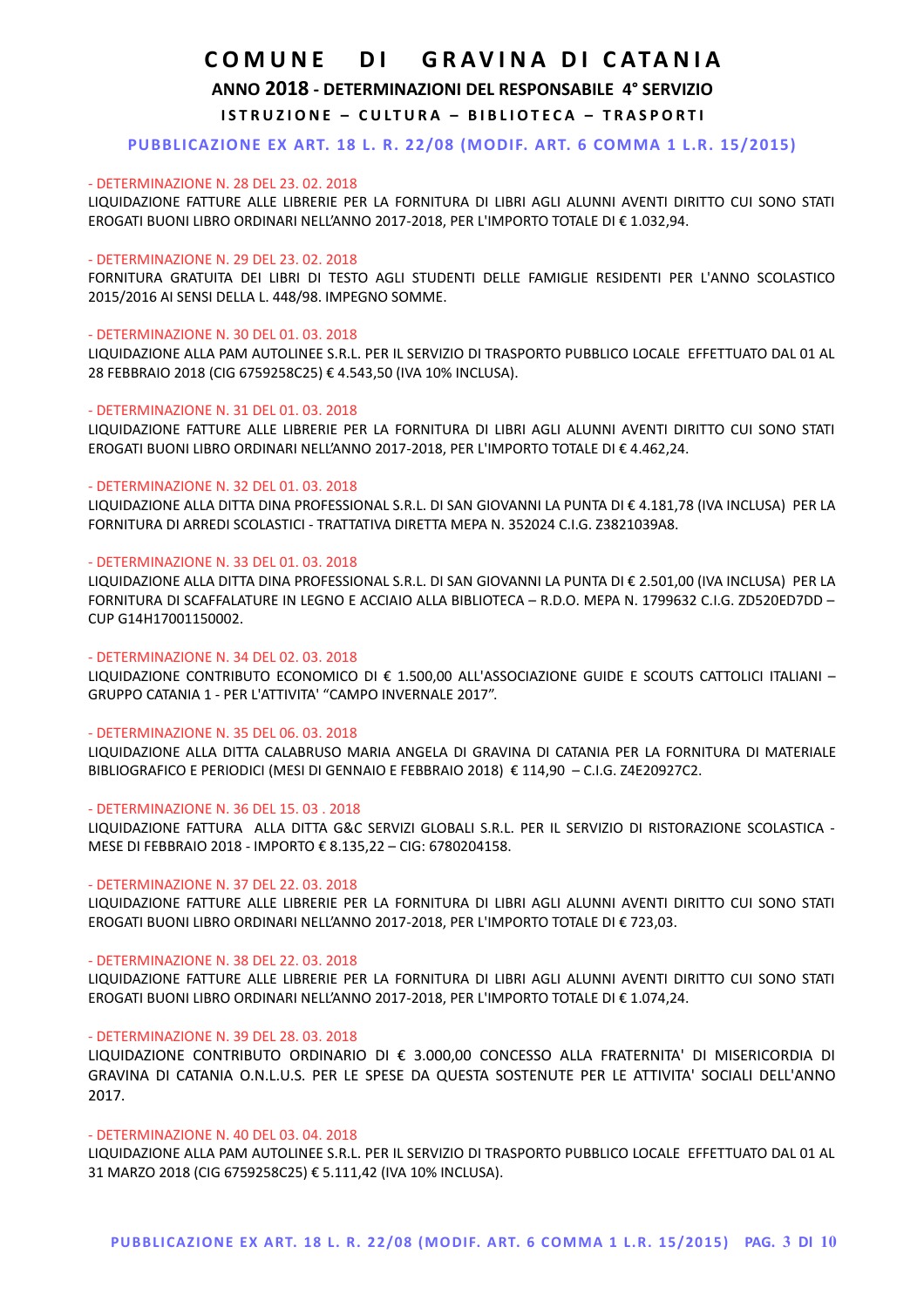# COMUNE DI GRAVINA DI CATANIA

## ANNO 2018 - DETERMINAZIONI DEL RESPONSABILE 4° SERVIZIO

### ISTRUZIONE – CULTURA – BIBLIOTECA – TRASPORTI

**PUBBLICAZIONE EX ART. 18 L. R. 22/08 (MODIF. ART. 6 COMMA 1 L.R. 15/2015)**

- DETERMINAZIONE N. 28 DEL 23. 02. 2018

LIQUIDAZIONE FATTURE ALLE LIBRERIE PER LA FORNITURA DI LIBRI AGLI ALUNNI AVENTI DIRITTO CUI SONO STATI EROGATI BUONI LIBRO ORDINARI NELL'ANNO 2017-2018, PER L'IMPORTO TOTALE DI € 1.032,94.

- DETERMINAZIONE N. 29 DEL 23. 02. 2018

FORNITURA GRATUITA DEI LIBRI DI TESTO AGLI STUDENTI DELLE FAMIGLIE RESIDENTI PER L'ANNO SCOLASTICO 2015/2016 AI SENSI DELLA L. 448/98. IMPEGNO SOMME.

- DETERMINAZIONE N. 30 DEL 01. 03. 2018

LIQUIDAZIONE ALLA PAM AUTOLINEE S.R.L. PER IL SERVIZIO DI TRASPORTO PUBBLICO LOCALE EFFETTUATO DAL 01 AL 28 FEBBRAIO 2018 (CIG 6759258C25) € 4.543,50 (IVA 10% INCLUSA).

- DETERMINAZIONE N. 31 DEL 01. 03. 2018

LIQUIDAZIONE FATTURE ALLE LIBRERIE PER LA FORNITURA DI LIBRI AGLI ALUNNI AVENTI DIRITTO CUI SONO STATI EROGATI BUONI LIBRO ORDINARI NELL'ANNO 2017-2018, PER L'IMPORTO TOTALE DI € 4.462,24.

- DETERMINAZIONE N. 32 DEL 01. 03. 2018

LIQUIDAZIONE ALLA DITTA DINA PROFESSIONAL S.R.L. DI SAN GIOVANNI LA PUNTA DI € 4.181,78 (IVA INCLUSA) PER LA FORNITURA DI ARREDI SCOLASTICI - TRATTATIVA DIRETTA MEPA N. 352024 C.I.G. Z3821039A8.

- DETERMINAZIONE N. 33 DEL 01. 03. 2018

LIQUIDAZIONE ALLA DITTA DINA PROFESSIONAL S.R.L. DI SAN GIOVANNI LA PUNTA DI € 2.501,00 (IVA INCLUSA) PER LA FORNITURA DI SCAFFALATURE IN LEGNO E ACCIAIO ALLA BIBLIOTECA – R.D.O. MEPA N. 1799632 C.I.G. ZD520ED7DD – CUP G14H17001150002.

- DETERMINAZIONE N. 34 DEL 02. 03. 2018

LIQUIDAZIONE CONTRIBUTO ECONOMICO DI € 1.500,00 ALL'ASSOCIAZIONE GUIDE E SCOUTS CATTOLICI ITALIANI – GRUPPO CATANIA 1 - PER L'ATTIVITA' "CAMPO INVERNALE 2017".

- DETERMINAZIONE N. 35 DEL 06. 03. 2018

LIQUIDAZIONE ALLA DITTA CALABRUSO MARIA ANGELA DI GRAVINA DI CATANIA PER LA FORNITURA DI MATERIALE BIBLIOGRAFICO E PERIODICI (MESI DI GENNAIO E FEBBRAIO 2018) € 114,90 – C.I.G. Z4E20927C2.

- DETERMINAZIONE N. 36 DEL 15. 03 . 2018

LIQUIDAZIONE FATTURA ALLA DITTA G&C SERVIZI GLOBALI S.R.L. PER IL SERVIZIO DI RISTORAZIONE SCOLASTICA - MESE DI FEBBRAIO 2018 - IMPORTO € 8.135,22 – CIG: 6780204158.

- DETERMINAZIONE N. 37 DEL 22. 03. 2018

LIQUIDAZIONE FATTURE ALLE LIBRERIE PER LA FORNITURA DI LIBRI AGLI ALUNNI AVENTI DIRITTO CUI SONO STATI EROGATI BUONI LIBRO ORDINARI NELL'ANNO 2017-2018, PER L'IMPORTO TOTALE DI € 723,03.

- DETERMINAZIONE N. 38 DEL 22. 03. 2018

LIQUIDAZIONE FATTURE ALLE LIBRERIE PER LA FORNITURA DI LIBRI AGLI ALUNNI AVENTI DIRITTO CUI SONO STATI EROGATI BUONI LIBRO ORDINARI NELL'ANNO 2017-2018, PER L'IMPORTO TOTALE DI € 1.074,24.

- DETERMINAZIONE N. 39 DEL 28. 03. 2018

LIQUIDAZIONE CONTRIBUTO ORDINARIO DI € 3.000,00 CONCESSO ALLA FRATERNITA' DI MISERICORDIA DI GRAVINA DI CATANIA O.N.L.U.S. PER LE SPESE DA QUESTA SOSTENUTE PER LE ATTIVITA' SOCIALI DELL'ANNO 2017.

- DETERMINAZIONE N. 40 DEL 03. 04. 2018

LIQUIDAZIONE ALLA PAM AUTOLINEE S.R.L. PER IL SERVIZIO DI TRASPORTO PUBBLICO LOCALE EFFETTUATO DAL 01 AL 31 MARZO 2018 (CIG 6759258C25) € 5.111,42 (IVA 10% INCLUSA).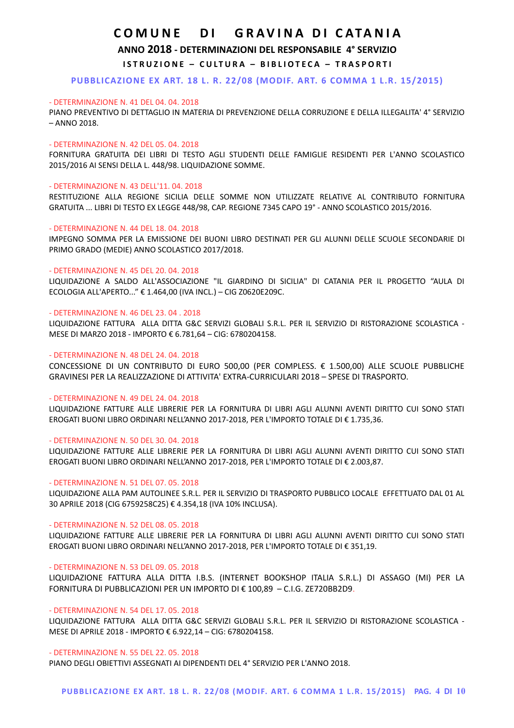# COMUNE DI GRAVINA DI CATANIA

## ANNO 2018 - DETERMINAZIONI DEL RESPONSABILE 4° SERVIZIO

### ISTRUZIONE – CULTURA – BIBLIOTECA – TRASPORTI

**PUBBLICAZIONE EX ART. 18 L. R. 22/08 (MODIF. ART. 6 COMMA 1 L.R. 15/2015)**

- DETERMINAZIONE N. 41 DEL 04. 04. 2018

PIANO PREVENTIVO DI DETTAGLIO IN MATERIA DI PREVENZIONE DELLA CORRUZIONE E DELLA ILLEGALITA' 4° SERVIZIO – ANNO 2018.

- DETERMINAZIONE N. 42 DEL 05. 04. 2018

FORNITURA GRATUITA DEI LIBRI DI TESTO AGLI STUDENTI DELLE FAMIGLIE RESIDENTI PER L'ANNO SCOLASTICO 2015/2016 AI SENSI DELLA L. 448/98. LIQUIDAZIONE SOMME.

- DETERMINAZIONE N. 43 DELL'11. 04. 2018

RESTITUZIONE ALLA REGIONE SICILIA DELLE SOMME NON UTILIZZATE RELATIVE AL CONTRIBUTO FORNITURA GRATUITA ... LIBRI DI TESTO EX LEGGE 448/98, CAP. REGIONE 7345 CAPO 19° - ANNO SCOLASTICO 2015/2016.

- DETERMINAZIONE N. 44 DEL 18. 04. 2018

IMPEGNO SOMMA PER LA EMISSIONE DEI BUONI LIBRO DESTINATI PER GLI ALUNNI DELLE SCUOLE SECONDARIE DI PRIMO GRADO (MEDIE) ANNO SCOLASTICO 2017/2018.

- DETERMINAZIONE N. 45 DEL 20. 04. 2018

LIQUIDAZIONE A SALDO ALL'ASSOCIAZIONE "IL GIARDINO DI SICILIA" DI CATANIA PER IL PROGETTO "AULA DI ECOLOGIA ALL'APERTO..." € 1.464,00 (IVA INCL.) – CIG Z0620E209C.

- DETERMINAZIONE N. 46 DEL 23. 04 . 2018

LIQUIDAZIONE FATTURA ALLA DITTA G&C SERVIZI GLOBALI S.R.L. PER IL SERVIZIO DI RISTORAZIONE SCOLASTICA - MESE DI MARZO 2018 - IMPORTO € 6.781,64 – CIG: 6780204158.

- DETERMINAZIONE N. 48 DEL 24. 04. 2018

CONCESSIONE DI UN CONTRIBUTO DI EURO 500,00 (PER COMPLESS. € 1.500,00) ALLE SCUOLE PUBBLICHE GRAVINESI PER LA REALIZZAZIONE DI ATTIVITA' EXTRA-CURRICULARI 2018 – SPESE DI TRASPORTO.

- DETERMINAZIONE N. 49 DEL 24. 04. 2018

LIQUIDAZIONE FATTURE ALLE LIBRERIE PER LA FORNITURA DI LIBRI AGLI ALUNNI AVENTI DIRITTO CUI SONO STATI EROGATI BUONI LIBRO ORDINARI NELL'ANNO 2017-2018, PER L'IMPORTO TOTALE DI € 1.735,36.

- DETERMINAZIONE N. 50 DEL 30. 04. 2018

LIQUIDAZIONE FATTURE ALLE LIBRERIE PER LA FORNITURA DI LIBRI AGLI ALUNNI AVENTI DIRITTO CUI SONO STATI EROGATI BUONI LIBRO ORDINARI NELL'ANNO 2017-2018, PER L'IMPORTO TOTALE DI € 2.003,87.

- DETERMINAZIONE N. 51 DEL 07. 05. 2018

LIQUIDAZIONE ALLA PAM AUTOLINEE S.R.L. PER IL SERVIZIO DI TRASPORTO PUBBLICO LOCALE EFFETTUATO DAL 01 AL 30 APRILE 2018 (CIG 6759258C25) € 4.354,18 (IVA 10% INCLUSA).

- DETERMINAZIONE N. 52 DEL 08. 05. 2018

LIQUIDAZIONE FATTURE ALLE LIBRERIE PER LA FORNITURA DI LIBRI AGLI ALUNNI AVENTI DIRITTO CUI SONO STATI EROGATI BUONI LIBRO ORDINARI NELL'ANNO 2017-2018, PER L'IMPORTO TOTALE DI € 351,19.

- DETERMINAZIONE N. 53 DEL 09. 05. 2018

LIQUIDAZIONE FATTURA ALLA DITTA I.B.S. (INTERNET BOOKSHOP ITALIA S.R.L.) DI ASSAGO (MI) PER LA FORNITURA DI PUBBLICAZIONI PER UN IMPORTO DI € 100,89 – C.I.G. ZE720BB2D9.

- DETERMINAZIONE N. 54 DEL 17. 05. 2018

LIQUIDAZIONE FATTURA ALLA DITTA G&C SERVIZI GLOBALI S.R.L. PER IL SERVIZIO DI RISTORAZIONE SCOLASTICA - MESE DI APRILE 2018 - IMPORTO € 6.922,14 – CIG: 6780204158.

- DETERMINAZIONE N. 55 DEL 22. 05. 2018

PIANO DEGLI OBIETTIVI ASSEGNATI AI DIPENDENTI DEL 4° SERVIZIO PER L'ANNO 2018.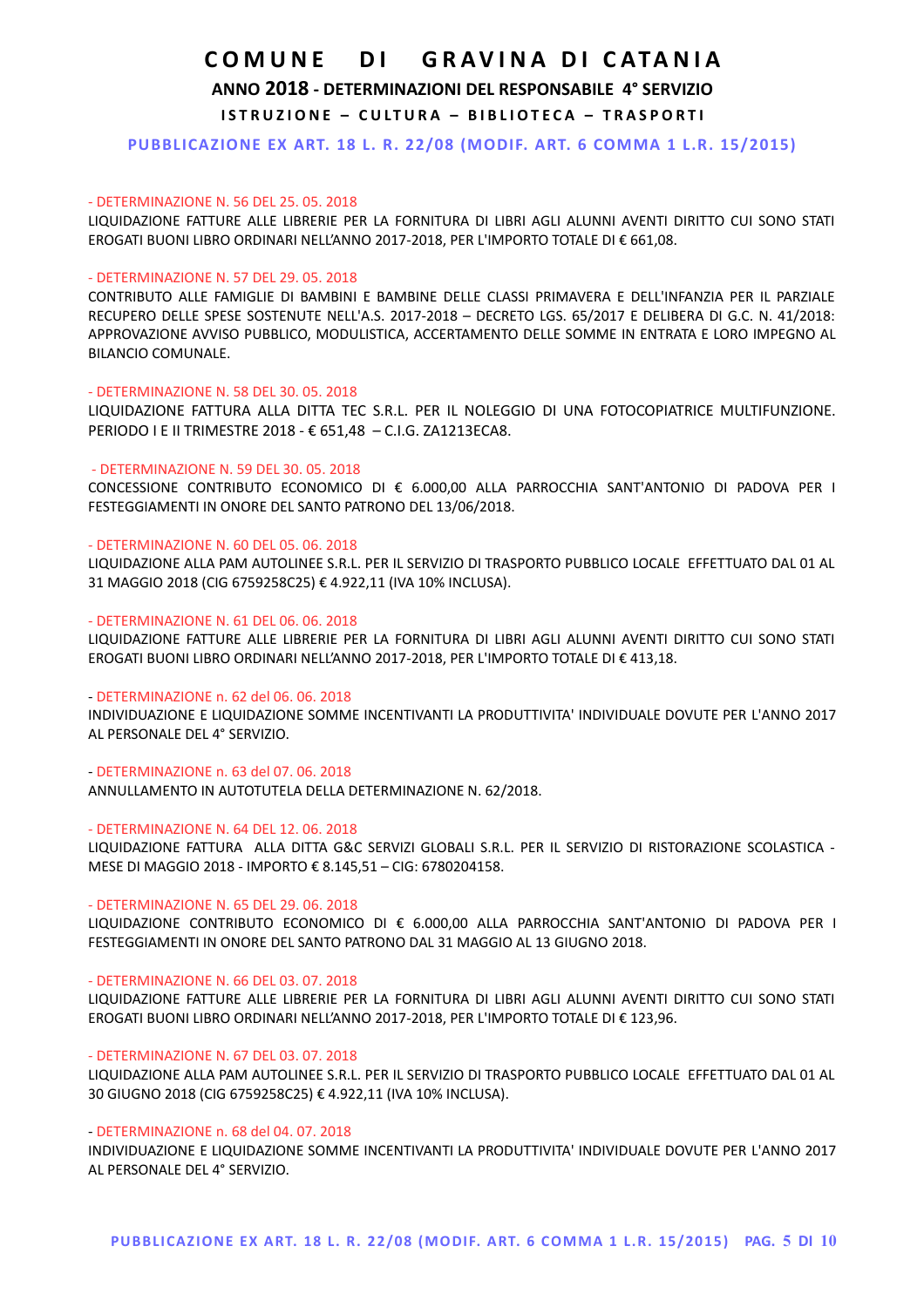# COMUNE DI GRAVINA DI CATANIA

## ANNO 2018 - DETERMINAZIONI DEL RESPONSABILE 4° SERVIZIO

### ISTRUZIONE – CULTURA – BIBLIOTECA – TRASPORTI

**PUBBLICAZIONE EX ART. 18 L. R. 22/08 (MODIF. ART. 6 COMMA 1 L.R. 15/2015)**

- DETERMINAZIONE N. 56 DEL 25. 05. 2018

LIQUIDAZIONE FATTURE ALLE LIBRERIE PER LA FORNITURA DI LIBRI AGLI ALUNNI AVENTI DIRITTO CUI SONO STATI EROGATI BUONI LIBRO ORDINARI NELL'ANNO 2017-2018, PER L'IMPORTO TOTALE DI € 661,08.

- DETERMINAZIONE N. 57 DEL 29. 05. 2018

CONTRIBUTO ALLE FAMIGLIE DI BAMBINI E BAMBINE DELLE CLASSI PRIMAVERA E DELL'INFANZIA PER IL PARZIALE RECUPERO DELLE SPESE SOSTENUTE NELL'A.S. 2017-2018 – DECRETO LGS. 65/2017 E DELIBERA DI G.C. N. 41/2018: APPROVAZIONE AVVISO PUBBLICO, MODULISTICA, ACCERTAMENTO DELLE SOMME IN ENTRATA E LORO IMPEGNO AL BILANCIO COMUNALE.

- DETERMINAZIONE N. 58 DEL 30. 05. 2018

LIQUIDAZIONE FATTURA ALLA DITTA TEC S.R.L. PER IL NOLEGGIO DI UNA FOTOCOPIATRICE MULTIFUNZIONE. PERIODO I E II TRIMESTRE 2018 - € 651,48 – C.I.G. ZA1213ECA8.

- DETERMINAZIONE N. 59 DEL 30. 05. 2018

CONCESSIONE CONTRIBUTO ECONOMICO DI € 6.000,00 ALLA PARROCCHIA SANT'ANTONIO DI PADOVA PER I FESTEGGIAMENTI IN ONORE DEL SANTO PATRONO DEL 13/06/2018.

- DETERMINAZIONE N. 60 DEL 05. 06. 2018

LIQUIDAZIONE ALLA PAM AUTOLINEE S.R.L. PER IL SERVIZIO DI TRASPORTO PUBBLICO LOCALE EFFETTUATO DAL 01 AL 31 MAGGIO 2018 (CIG 6759258C25) € 4.922,11 (IVA 10% INCLUSA).

- DETERMINAZIONE N. 61 DEL 06. 06. 2018

LIQUIDAZIONE FATTURE ALLE LIBRERIE PER LA FORNITURA DI LIBRI AGLI ALUNNI AVENTI DIRITTO CUI SONO STATI EROGATI BUONI LIBRO ORDINARI NELL'ANNO 2017-2018, PER L'IMPORTO TOTALE DI € 413,18.

- DETERMINAZIONE n. 62 del 06. 06. 2018

INDIVIDUAZIONE E LIQUIDAZIONE SOMME INCENTIVANTI LA PRODUTTIVITA' INDIVIDUALE DOVUTE PER L'ANNO 2017 AL PERSONALE DEL 4° SERVIZIO.

- DETERMINAZIONE n. 63 del 07. 06. 2018

ANNULLAMENTO IN AUTOTUTELA DELLA DETERMINAZIONE N. 62/2018.

- DETERMINAZIONE N. 64 DEL 12. 06. 2018

LIQUIDAZIONE FATTURA ALLA DITTA G&C SERVIZI GLOBALI S.R.L. PER IL SERVIZIO DI RISTORAZIONE SCOLASTICA - MESE DI MAGGIO 2018 - IMPORTO € 8.145,51 – CIG: 6780204158.

- DETERMINAZIONE N. 65 DEL 29. 06. 2018

LIQUIDAZIONE CONTRIBUTO ECONOMICO DI € 6.000,00 ALLA PARROCCHIA SANT'ANTONIO DI PADOVA PER I FESTEGGIAMENTI IN ONORE DEL SANTO PATRONO DAL 31 MAGGIO AL 13 GIUGNO 2018.

- DETERMINAZIONE N. 66 DEL 03. 07. 2018

LIQUIDAZIONE FATTURE ALLE LIBRERIE PER LA FORNITURA DI LIBRI AGLI ALUNNI AVENTI DIRITTO CUI SONO STATI EROGATI BUONI LIBRO ORDINARI NELL'ANNO 2017-2018, PER L'IMPORTO TOTALE DI € 123,96.

- DETERMINAZIONE N. 67 DEL 03. 07. 2018

LIQUIDAZIONE ALLA PAM AUTOLINEE S.R.L. PER IL SERVIZIO DI TRASPORTO PUBBLICO LOCALE EFFETTUATO DAL 01 AL 30 GIUGNO 2018 (CIG 6759258C25) € 4.922,11 (IVA 10% INCLUSA).

- DETERMINAZIONE n. 68 del 04. 07. 2018

INDIVIDUAZIONE E LIQUIDAZIONE SOMME INCENTIVANTI LA PRODUTTIVITA' INDIVIDUALE DOVUTE PER L'ANNO 2017 AL PERSONALE DEL 4° SERVIZIO.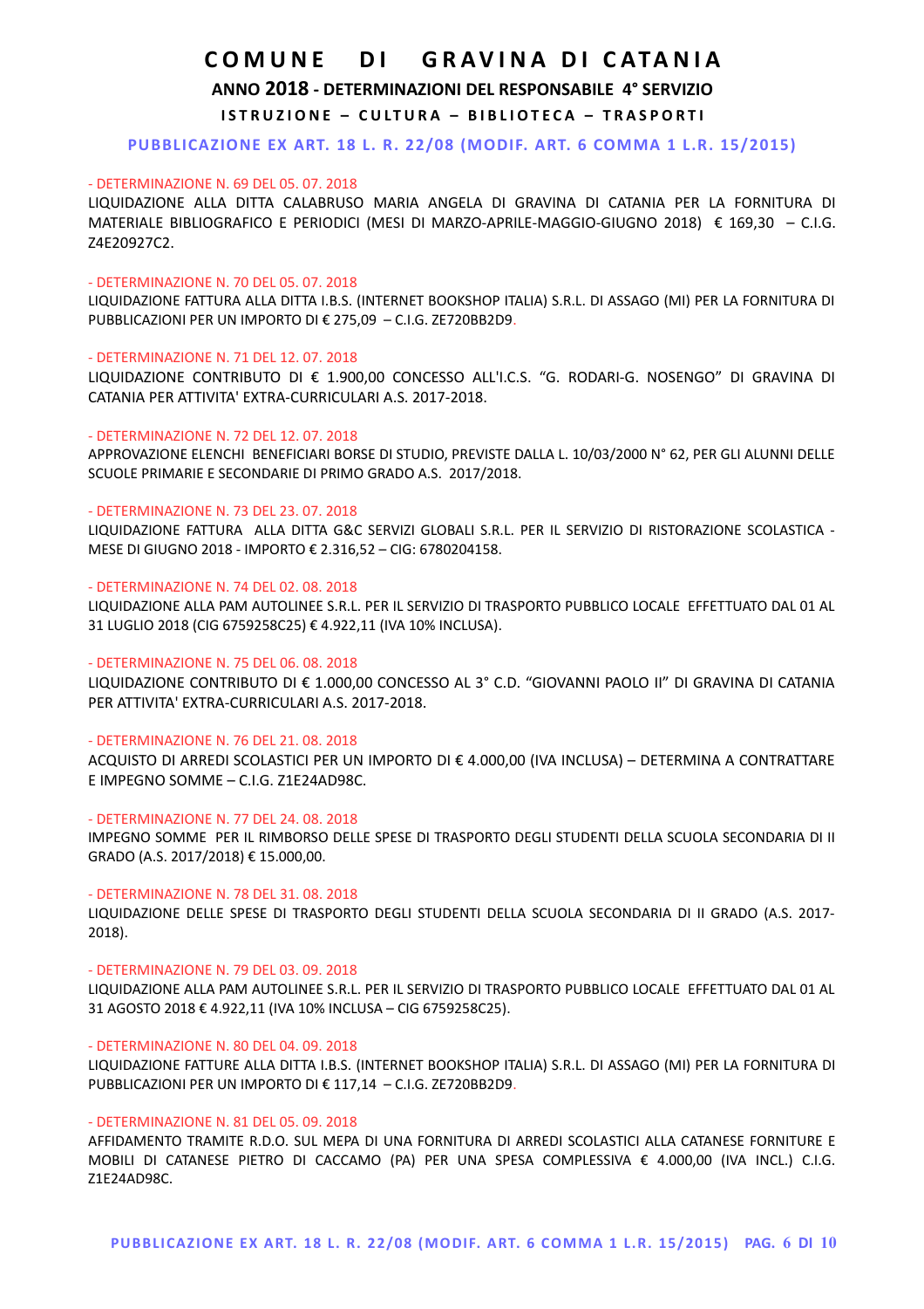# COMUNE DI GRAVINA DI CATANIA

## ANNO 2018 - DETERMINAZIONI DEL RESPONSABILE 4° SERVIZIO

### ISTRUZIONE – CULTURA – BIBLIOTECA – TRASPORTI

**PUBBLICAZIONE EX ART. 18 L. R. 22/08 (MODIF. ART. 6 COMMA 1 L.R. 15/2015)**

- DETERMINAZIONE N. 69 DEL 05. 07. 2018
LIQUIDAZIONE ALLA DITTA CALABRUSO MARIA ANGELA DI GRAVINA DI CATANIA PER LA FORNITURA DI MATERIALE BIBLIOGRAFICO E PERIODICI (MESI DI MARZO-APRILE-MAGGIO-GIUGNO 2018) € 169,30 – C.I.G. Z4E20927C2.

- DETERMINAZIONE N. 70 DEL 05. 07. 2018
LIQUIDAZIONE FATTURA ALLA DITTA I.B.S. (INTERNET BOOKSHOP ITALIA) S.R.L. DI ASSAGO (MI) PER LA FORNITURA DI PUBBLICAZIONI PER UN IMPORTO DI € 275,09 – C.I.G. ZE720BB2D9.

- DETERMINAZIONE N. 71 DEL 12. 07. 2018
LIQUIDAZIONE CONTRIBUTO DI € 1.900,00 CONCESSO ALL'I.C.S. "G. RODARI-G. NOSENGO" DI GRAVINA DI CATANIA PER ATTIVITA' EXTRA-CURRICULARI A.S. 2017-2018.

- DETERMINAZIONE N. 72 DEL 12. 07. 2018
APPROVAZIONE ELENCHI BENEFICIARI BORSE DI STUDIO, PREVISTE DALLA L. 10/03/2000 N° 62, PER GLI ALUNNI DELLE SCUOLE PRIMARIE E SECONDARIE DI PRIMO GRADO A.S. 2017/2018.

- DETERMINAZIONE N. 73 DEL 23. 07. 2018
LIQUIDAZIONE FATTURA ALLA DITTA G&C SERVIZI GLOBALI S.R.L. PER IL SERVIZIO DI RISTORAZIONE SCOLASTICA - MESE DI GIUGNO 2018 - IMPORTO € 2.316,52 – CIG: 6780204158.

- DETERMINAZIONE N. 74 DEL 02. 08. 2018
LIQUIDAZIONE ALLA PAM AUTOLINEE S.R.L. PER IL SERVIZIO DI TRASPORTO PUBBLICO LOCALE EFFETTUATO DAL 01 AL 31 LUGLIO 2018 (CIG 6759258C25) € 4.922,11 (IVA 10% INCLUSA).

- DETERMINAZIONE N. 75 DEL 06. 08. 2018
LIQUIDAZIONE CONTRIBUTO DI € 1.000,00 CONCESSO AL 3° C.D. "GIOVANNI PAOLO II" DI GRAVINA DI CATANIA PER ATTIVITA' EXTRA-CURRICULARI A.S. 2017-2018.

- DETERMINAZIONE N. 76 DEL 21. 08. 2018
ACQUISTO DI ARREDI SCOLASTICI PER UN IMPORTO DI € 4.000,00 (IVA INCLUSA) – DETERMINA A CONTRATTARE E IMPEGNO SOMME – C.I.G. Z1E24AD98C.

- DETERMINAZIONE N. 77 DEL 24. 08. 2018
IMPEGNO SOMME PER IL RIMBORSO DELLE SPESE DI TRASPORTO DEGLI STUDENTI DELLA SCUOLA SECONDARIA DI II GRADO (A.S. 2017/2018) € 15.000,00.

- DETERMINAZIONE N. 78 DEL 31. 08. 2018
LIQUIDAZIONE DELLE SPESE DI TRASPORTO DEGLI STUDENTI DELLA SCUOLA SECONDARIA DI II GRADO (A.S. 2017-2018).

- DETERMINAZIONE N. 79 DEL 03. 09. 2018
LIQUIDAZIONE ALLA PAM AUTOLINEE S.R.L. PER IL SERVIZIO DI TRASPORTO PUBBLICO LOCALE EFFETTUATO DAL 01 AL 31 AGOSTO 2018 € 4.922,11 (IVA 10% INCLUSA – CIG 6759258C25).

- DETERMINAZIONE N. 80 DEL 04. 09. 2018
LIQUIDAZIONE FATTURE ALLA DITTA I.B.S. (INTERNET BOOKSHOP ITALIA) S.R.L. DI ASSAGO (MI) PER LA FORNITURA DI PUBBLICAZIONI PER UN IMPORTO DI € 117,14 – C.I.G. ZE720BB2D9.

- DETERMINAZIONE N. 81 DEL 05. 09. 2018
AFFIDAMENTO TRAMITE R.D.O. SUL MEPA DI UNA FORNITURA DI ARREDI SCOLASTICI ALLA CATANESE FORNITURE E MOBILI DI CATANESE PIETRO DI CACCAMO (PA) PER UNA SPESA COMPLESSIVA € 4.000,00 (IVA INCL.) C.I.G. Z1E24AD98C.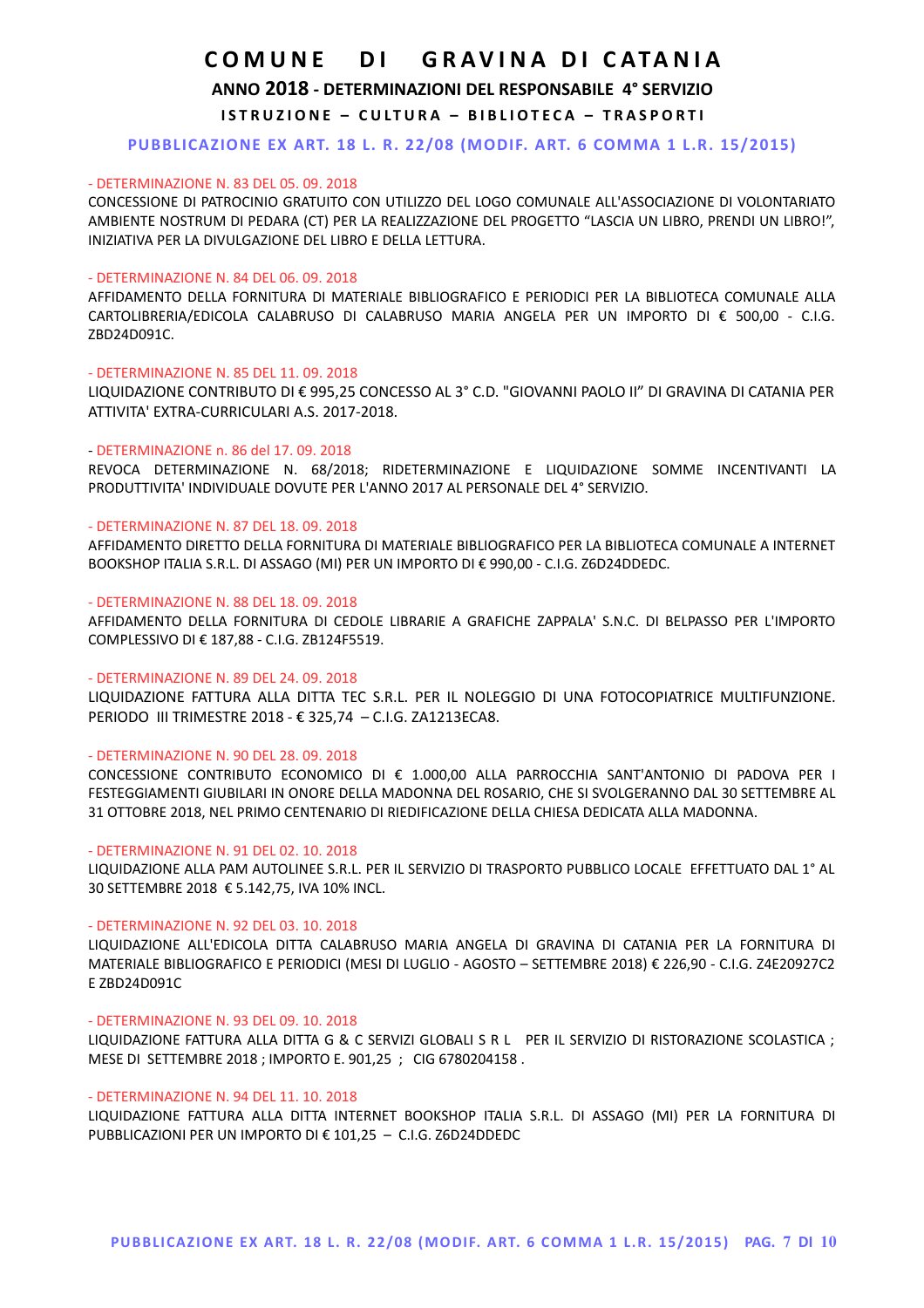# COMUNE DI GRAVINA DI CATANIA

## ANNO 2018 - DETERMINAZIONI DEL RESPONSABILE 4° SERVIZIO

### ISTRUZIONE – CULTURA – BIBLIOTECA – TRASPORTI

**PUBBLICAZIONE EX ART. 18 L. R. 22/08 (MODIF. ART. 6 COMMA 1 L.R. 15/2015)**

- DETERMINAZIONE N. 83 DEL 05. 09. 2018

CONCESSIONE DI PATROCINIO GRATUITO CON UTILIZZO DEL LOGO COMUNALE ALL'ASSOCIAZIONE DI VOLONTARIATO AMBIENTE NOSTRUM DI PEDARA (CT) PER LA REALIZZAZIONE DEL PROGETTO "LASCIA UN LIBRO, PRENDI UN LIBRO!", INIZIATIVA PER LA DIVULGAZIONE DEL LIBRO E DELLA LETTURA.

- DETERMINAZIONE N. 84 DEL 06. 09. 2018

AFFIDAMENTO DELLA FORNITURA DI MATERIALE BIBLIOGRAFICO E PERIODICI PER LA BIBLIOTECA COMUNALE ALLA CARTOLIBRERIA/EDICOLA CALABRUSO DI CALABRUSO MARIA ANGELA PER UN IMPORTO DI € 500,00 - C.I.G. ZBD24D091C.

- DETERMINAZIONE N. 85 DEL 11. 09. 2018

LIQUIDAZIONE CONTRIBUTO DI € 995,25 CONCESSO AL 3° C.D. "GIOVANNI PAOLO II" DI GRAVINA DI CATANIA PER ATTIVITA' EXTRA-CURRICULARI A.S. 2017-2018.

- DETERMINAZIONE n. 86 del 17. 09. 2018

REVOCA DETERMINAZIONE N. 68/2018; RIDETERMINAZIONE E LIQUIDAZIONE SOMME INCENTIVANTI LA PRODUTTIVITA' INDIVIDUALE DOVUTE PER L'ANNO 2017 AL PERSONALE DEL 4° SERVIZIO.

- DETERMINAZIONE N. 87 DEL 18. 09. 2018

AFFIDAMENTO DIRETTO DELLA FORNITURA DI MATERIALE BIBLIOGRAFICO PER LA BIBLIOTECA COMUNALE A INTERNET BOOKSHOP ITALIA S.R.L. DI ASSAGO (MI) PER UN IMPORTO DI € 990,00 - C.I.G. Z6D24DDEDC.

- DETERMINAZIONE N. 88 DEL 18. 09. 2018

AFFIDAMENTO DELLA FORNITURA DI CEDOLE LIBRARIE A GRAFICHE ZAPPALA' S.N.C. DI BELPASSO PER L'IMPORTO COMPLESSIVO DI € 187,88 - C.I.G. ZB124F5519.

- DETERMINAZIONE N. 89 DEL 24. 09. 2018

LIQUIDAZIONE FATTURA ALLA DITTA TEC S.R.L. PER IL NOLEGGIO DI UNA FOTOCOPIATRICE MULTIFUNZIONE. PERIODO III TRIMESTRE 2018 - € 325,74 – C.I.G. ZA1213ECA8.

- DETERMINAZIONE N. 90 DEL 28. 09. 2018

CONCESSIONE CONTRIBUTO ECONOMICO DI € 1.000,00 ALLA PARROCCHIA SANT'ANTONIO DI PADOVA PER I FESTEGGIAMENTI GIUBILARI IN ONORE DELLA MADONNA DEL ROSARIO, CHE SI SVOLGERANNO DAL 30 SETTEMBRE AL 31 OTTOBRE 2018, NEL PRIMO CENTENARIO DI RIEDIFICAZIONE DELLA CHIESA DEDICATA ALLA MADONNA.

- DETERMINAZIONE N. 91 DEL 02. 10. 2018

LIQUIDAZIONE ALLA PAM AUTOLINEE S.R.L. PER IL SERVIZIO DI TRASPORTO PUBBLICO LOCALE EFFETTUATO DAL 1° AL 30 SETTEMBRE 2018 € 5.142,75, IVA 10% INCL.

- DETERMINAZIONE N. 92 DEL 03. 10. 2018

LIQUIDAZIONE ALL'EDICOLA DITTA CALABRUSO MARIA ANGELA DI GRAVINA DI CATANIA PER LA FORNITURA DI MATERIALE BIBLIOGRAFICO E PERIODICI (MESI DI LUGLIO - AGOSTO – SETTEMBRE 2018) € 226,90 - C.I.G. Z4E20927C2 E ZBD24D091C

- DETERMINAZIONE N. 93 DEL 09. 10. 2018

LIQUIDAZIONE FATTURA ALLA DITTA G & C SERVIZI GLOBALI S R L PER IL SERVIZIO DI RISTORAZIONE SCOLASTICA ; MESE DI SETTEMBRE 2018 ; IMPORTO E. 901,25 ; CIG 6780204158 .

- DETERMINAZIONE N. 94 DEL 11. 10. 2018

LIQUIDAZIONE FATTURA ALLA DITTA INTERNET BOOKSHOP ITALIA S.R.L. DI ASSAGO (MI) PER LA FORNITURA DI PUBBLICAZIONI PER UN IMPORTO DI € 101,25 – C.I.G. Z6D24DDEDC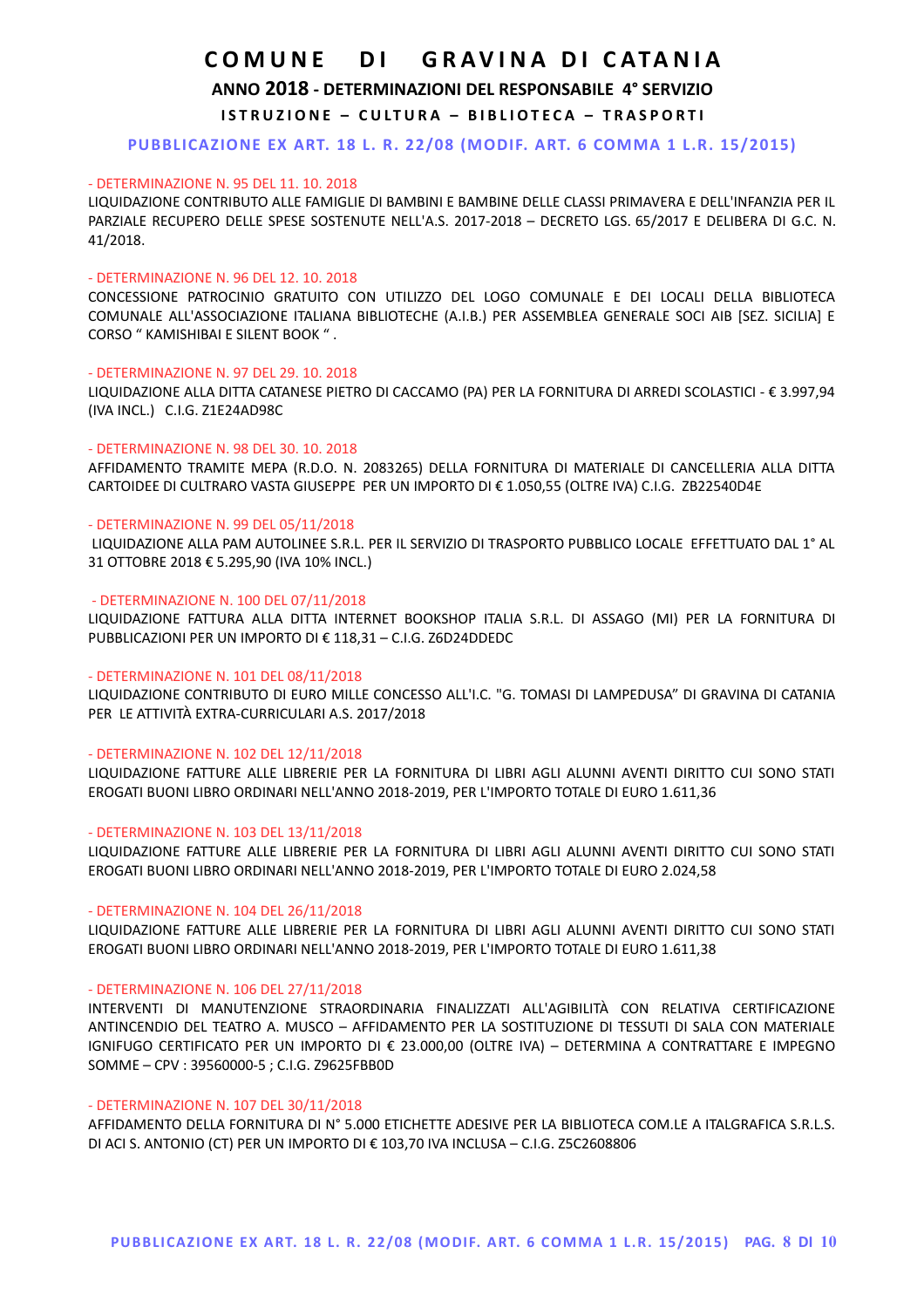# COMUNE DI GRAVINA DI CATANIA

## ANNO 2018 - DETERMINAZIONI DEL RESPONSABILE 4° SERVIZIO

### ISTRUZIONE – CULTURA – BIBLIOTECA – TRASPORTI

**PUBBLICAZIONE EX ART. 18 L. R. 22/08 (MODIF. ART. 6 COMMA 1 L.R. 15/2015)**

- DETERMINAZIONE N. 95 DEL 11. 10. 2018

LIQUIDAZIONE CONTRIBUTO ALLE FAMIGLIE DI BAMBINI E BAMBINE DELLE CLASSI PRIMAVERA E DELL'INFANZIA PER IL PARZIALE RECUPERO DELLE SPESE SOSTENUTE NELL'A.S. 2017-2018 – DECRETO LGS. 65/2017 E DELIBERA DI G.C. N. 41/2018.

- DETERMINAZIONE N. 96 DEL 12. 10. 2018

CONCESSIONE PATROCINIO GRATUITO CON UTILIZZO DEL LOGO COMUNALE E DEI LOCALI DELLA BIBLIOTECA COMUNALE ALL'ASSOCIAZIONE ITALIANA BIBLIOTECHE (A.I.B.) PER ASSEMBLEA GENERALE SOCI AIB [SEZ. SICILIA] E CORSO " KAMISHIBAI E SILENT BOOK " .

- DETERMINAZIONE N. 97 DEL 29. 10. 2018

LIQUIDAZIONE ALLA DITTA CATANESE PIETRO DI CACCAMO (PA) PER LA FORNITURA DI ARREDI SCOLASTICI - € 3.997,94 (IVA INCL.) C.I.G. Z1E24AD98C

- DETERMINAZIONE N. 98 DEL 30. 10. 2018

AFFIDAMENTO TRAMITE MEPA (R.D.O. N. 2083265) DELLA FORNITURA DI MATERIALE DI CANCELLERIA ALLA DITTA CARTOIDEE DI CULTRARO VASTA GIUSEPPE PER UN IMPORTO DI € 1.050,55 (OLTRE IVA) C.I.G. ZB22540D4E

- DETERMINAZIONE N. 99 DEL 05/11/2018

LIQUIDAZIONE ALLA PAM AUTOLINEE S.R.L. PER IL SERVIZIO DI TRASPORTO PUBBLICO LOCALE EFFETTUATO DAL 1° AL 31 OTTOBRE 2018 € 5.295,90 (IVA 10% INCL.)

- DETERMINAZIONE N. 100 DEL 07/11/2018

LIQUIDAZIONE FATTURA ALLA DITTA INTERNET BOOKSHOP ITALIA S.R.L. DI ASSAGO (MI) PER LA FORNITURA DI PUBBLICAZIONI PER UN IMPORTO DI € 118,31 – C.I.G. Z6D24DDEDC

- DETERMINAZIONE N. 101 DEL 08/11/2018

LIQUIDAZIONE CONTRIBUTO DI EURO MILLE CONCESSO ALL'I.C. "G. TOMASI DI LAMPEDUSA" DI GRAVINA DI CATANIA PER LE ATTIVITÀ EXTRA-CURRICULARI A.S. 2017/2018

- DETERMINAZIONE N. 102 DEL 12/11/2018

LIQUIDAZIONE FATTURE ALLE LIBRERIE PER LA FORNITURA DI LIBRI AGLI ALUNNI AVENTI DIRITTO CUI SONO STATI EROGATI BUONI LIBRO ORDINARI NELL'ANNO 2018-2019, PER L'IMPORTO TOTALE DI EURO 1.611,36

- DETERMINAZIONE N. 103 DEL 13/11/2018

LIQUIDAZIONE FATTURE ALLE LIBRERIE PER LA FORNITURA DI LIBRI AGLI ALUNNI AVENTI DIRITTO CUI SONO STATI EROGATI BUONI LIBRO ORDINARI NELL'ANNO 2018-2019, PER L'IMPORTO TOTALE DI EURO 2.024,58

- DETERMINAZIONE N. 104 DEL 26/11/2018

LIQUIDAZIONE FATTURE ALLE LIBRERIE PER LA FORNITURA DI LIBRI AGLI ALUNNI AVENTI DIRITTO CUI SONO STATI EROGATI BUONI LIBRO ORDINARI NELL'ANNO 2018-2019, PER L'IMPORTO TOTALE DI EURO 1.611,38

- DETERMINAZIONE N. 106 DEL 27/11/2018

INTERVENTI DI MANUTENZIONE STRAORDINARIA FINALIZZATI ALL'AGIBILITÀ CON RELATIVA CERTIFICAZIONE ANTINCENDIO DEL TEATRO A. MUSCO – AFFIDAMENTO PER LA SOSTITUZIONE DI TESSUTI DI SALA CON MATERIALE IGNIFUGO CERTIFICATO PER UN IMPORTO DI € 23.000,00 (OLTRE IVA) – DETERMINA A CONTRATTARE E IMPEGNO SOMME – CPV : 39560000-5 ; C.I.G. Z9625FBB0D

- DETERMINAZIONE N. 107 DEL 30/11/2018

AFFIDAMENTO DELLA FORNITURA DI N° 5.000 ETICHETTE ADESIVE PER LA BIBLIOTECA COM.LE A ITALGRAFICA S.R.L.S. DI ACI S. ANTONIO (CT) PER UN IMPORTO DI € 103,70 IVA INCLUSA – C.I.G. Z5C2608806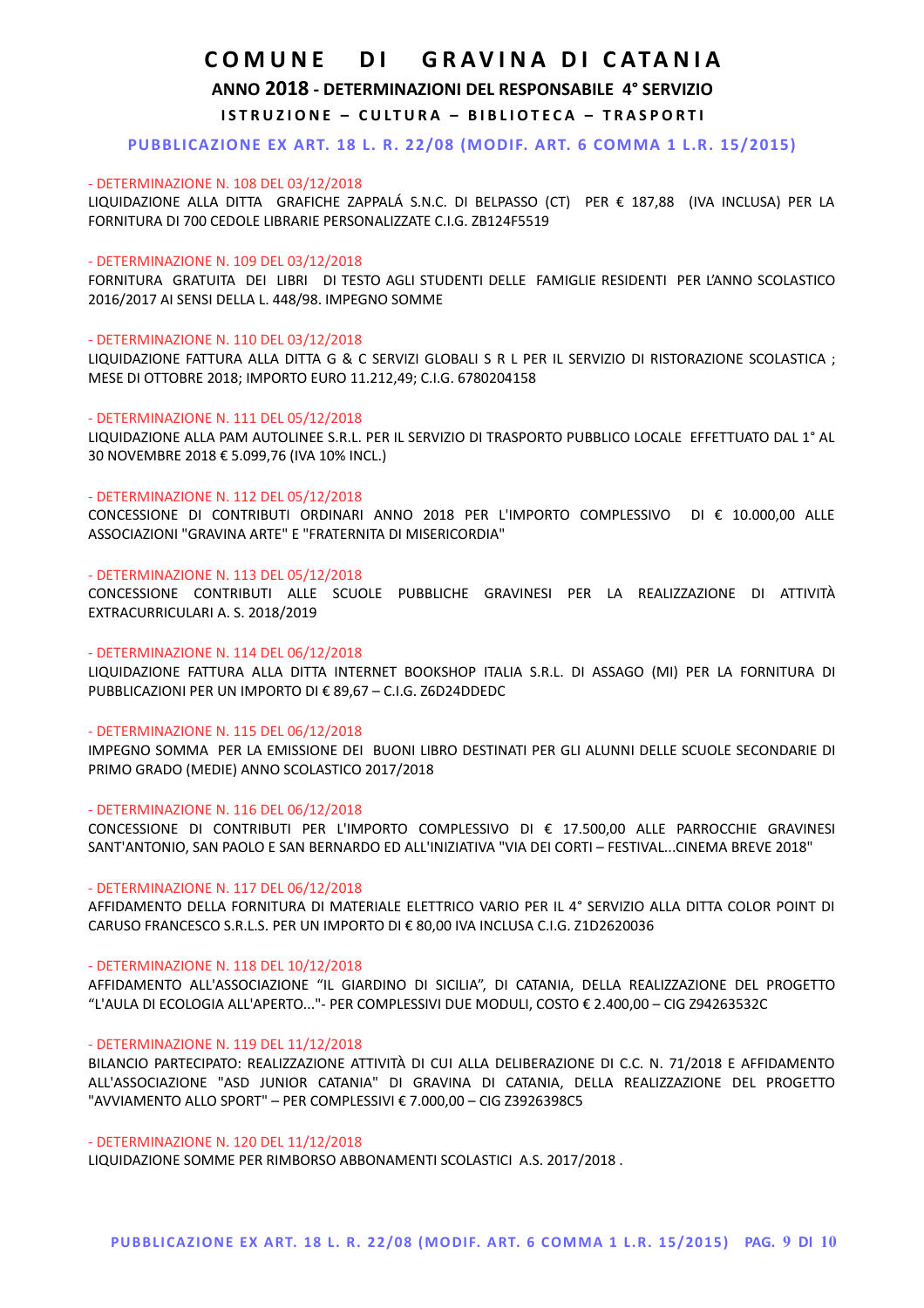# COMUNE DI GRAVINA DI CATANIA

## ANNO 2018 - DETERMINAZIONI DEL RESPONSABILE 4° SERVIZIO

### ISTRUZIONE – CULTURA – BIBLIOTECA – TRASPORTI

**PUBBLICAZIONE EX ART. 18 L. R. 22/08 (MODIF. ART. 6 COMMA 1 L.R. 15/2015)**

- DETERMINAZIONE N. 108 DEL 03/12/2018

LIQUIDAZIONE ALLA DITTA GRAFICHE ZAPPALÁ S.N.C. DI BELPASSO (CT) PER € 187,88 (IVA INCLUSA) PER LA FORNITURA DI 700 CEDOLE LIBRARIE PERSONALIZZATE C.I.G. ZB124F5519

- DETERMINAZIONE N. 109 DEL 03/12/2018

FORNITURA GRATUITA DEI LIBRI DI TESTO AGLI STUDENTI DELLE FAMIGLIE RESIDENTI PER L'ANNO SCOLASTICO 2016/2017 AI SENSI DELLA L. 448/98. IMPEGNO SOMME

- DETERMINAZIONE N. 110 DEL 03/12/2018

LIQUIDAZIONE FATTURA ALLA DITTA G & C SERVIZI GLOBALI S R L PER IL SERVIZIO DI RISTORAZIONE SCOLASTICA ; MESE DI OTTOBRE 2018; IMPORTO EURO 11.212,49; C.I.G. 6780204158

- DETERMINAZIONE N. 111 DEL 05/12/2018

LIQUIDAZIONE ALLA PAM AUTOLINEE S.R.L. PER IL SERVIZIO DI TRASPORTO PUBBLICO LOCALE EFFETTUATO DAL 1° AL 30 NOVEMBRE 2018 € 5.099,76 (IVA 10% INCL.)

- DETERMINAZIONE N. 112 DEL 05/12/2018

CONCESSIONE DI CONTRIBUTI ORDINARI ANNO 2018 PER L'IMPORTO COMPLESSIVO DI € 10.000,00 ALLE ASSOCIAZIONI "GRAVINA ARTE" E "FRATERNITA DI MISERICORDIA"

- DETERMINAZIONE N. 113 DEL 05/12/2018

CONCESSIONE CONTRIBUTI ALLE SCUOLE PUBBLICHE GRAVINESI PER LA REALIZZAZIONE DI ATTIVITÀ EXTRACURRICULARI A. S. 2018/2019

- DETERMINAZIONE N. 114 DEL 06/12/2018

LIQUIDAZIONE FATTURA ALLA DITTA INTERNET BOOKSHOP ITALIA S.R.L. DI ASSAGO (MI) PER LA FORNITURA DI PUBBLICAZIONI PER UN IMPORTO DI € 89,67 – C.I.G. Z6D24DDEDC

- DETERMINAZIONE N. 115 DEL 06/12/2018

IMPEGNO SOMMA PER LA EMISSIONE DEI BUONI LIBRO DESTINATI PER GLI ALUNNI DELLE SCUOLE SECONDARIE DI PRIMO GRADO (MEDIE) ANNO SCOLASTICO 2017/2018

- DETERMINAZIONE N. 116 DEL 06/12/2018

CONCESSIONE DI CONTRIBUTI PER L'IMPORTO COMPLESSIVO DI € 17.500,00 ALLE PARROCCHIE GRAVINESI SANT'ANTONIO, SAN PAOLO E SAN BERNARDO ED ALL'INIZIATIVA "VIA DEI CORTI – FESTIVAL...CINEMA BREVE 2018"

- DETERMINAZIONE N. 117 DEL 06/12/2018

AFFIDAMENTO DELLA FORNITURA DI MATERIALE ELETTRICO VARIO PER IL 4° SERVIZIO ALLA DITTA COLOR POINT DI CARUSO FRANCESCO S.R.L.S. PER UN IMPORTO DI € 80,00 IVA INCLUSA C.I.G. Z1D2620036

- DETERMINAZIONE N. 118 DEL 10/12/2018

AFFIDAMENTO ALL'ASSOCIAZIONE "IL GIARDINO DI SICILIA", DI CATANIA, DELLA REALIZZAZIONE DEL PROGETTO "L'AULA DI ECOLOGIA ALL'APERTO..."- PER COMPLESSIVI DUE MODULI, COSTO € 2.400,00 – CIG Z94263532C

- DETERMINAZIONE N. 119 DEL 11/12/2018

BILANCIO PARTECIPATO: REALIZZAZIONE ATTIVITÀ DI CUI ALLA DELIBERAZIONE DI C.C. N. 71/2018 E AFFIDAMENTO ALL'ASSOCIAZIONE "ASD JUNIOR CATANIA" DI GRAVINA DI CATANIA, DELLA REALIZZAZIONE DEL PROGETTO "AVVIAMENTO ALLO SPORT" – PER COMPLESSIVI € 7.000,00 – CIG Z3926398C5

- DETERMINAZIONE N. 120 DEL 11/12/2018

LIQUIDAZIONE SOMME PER RIMBORSO ABBONAMENTI SCOLASTICI A.S. 2017/2018 .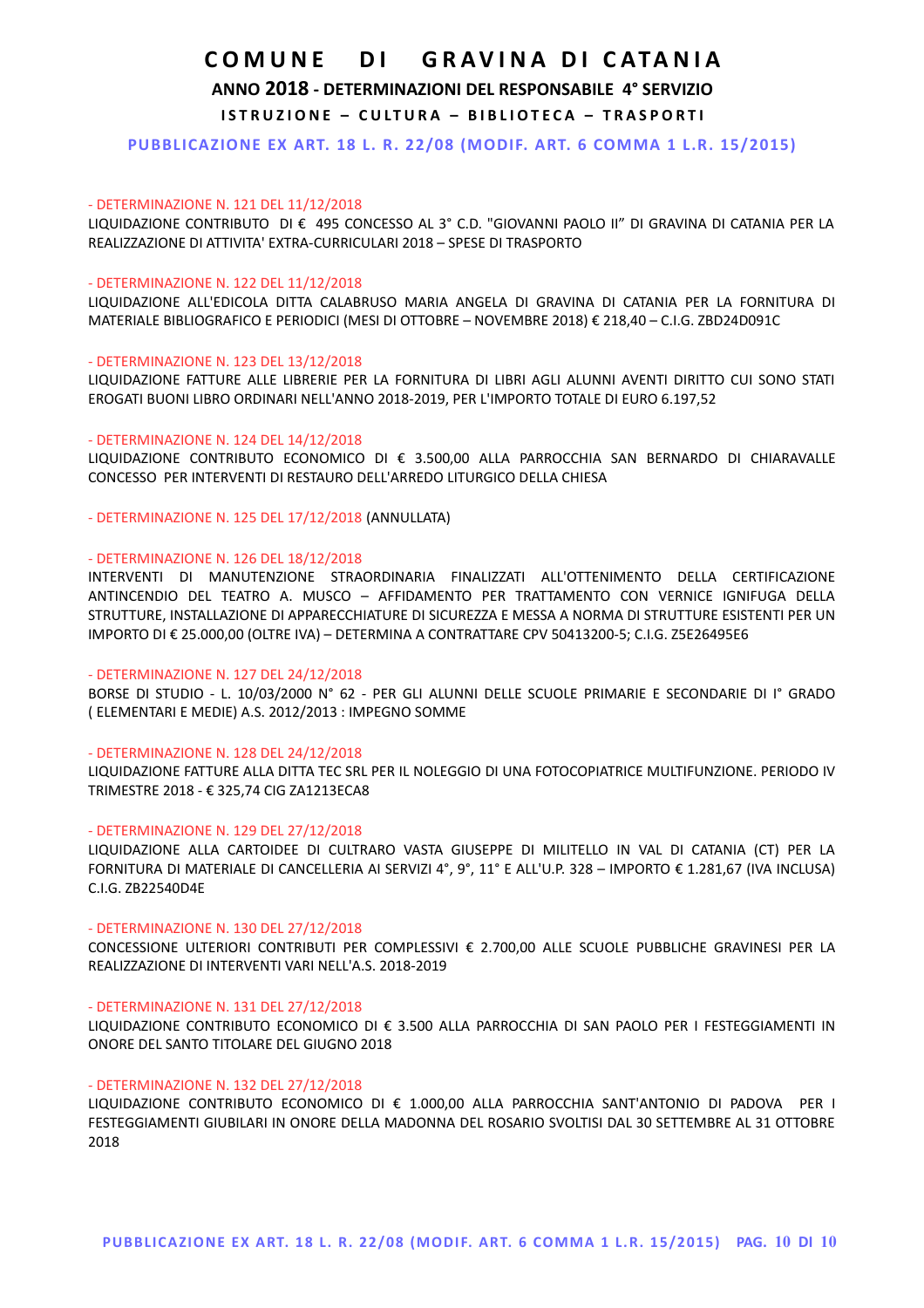# COMUNE DI GRAVINA DI CATANIA

## ANNO 2018 - DETERMINAZIONI DEL RESPONSABILE 4° SERVIZIO

### ISTRUZIONE – CULTURA – BIBLIOTECA – TRASPORTI

**PUBBLICAZIONE EX ART. 18 L. R. 22/08 (MODIF. ART. 6 COMMA 1 L.R. 15/2015)**

- DETERMINAZIONE N. 121 DEL 11/12/2018
LIQUIDAZIONE CONTRIBUTO DI € 495 CONCESSO AL 3° C.D. "GIOVANNI PAOLO II" DI GRAVINA DI CATANIA PER LA REALIZZAZIONE DI ATTIVITA' EXTRA-CURRICULARI 2018 – SPESE DI TRASPORTO

- DETERMINAZIONE N. 122 DEL 11/12/2018
LIQUIDAZIONE ALL'EDICOLA DITTA CALABRUSO MARIA ANGELA DI GRAVINA DI CATANIA PER LA FORNITURA DI MATERIALE BIBLIOGRAFICO E PERIODICI (MESI DI OTTOBRE – NOVEMBRE 2018) € 218,40 – C.I.G. ZBD24D091C

- DETERMINAZIONE N. 123 DEL 13/12/2018
LIQUIDAZIONE FATTURE ALLE LIBRERIE PER LA FORNITURA DI LIBRI AGLI ALUNNI AVENTI DIRITTO CUI SONO STATI EROGATI BUONI LIBRO ORDINARI NELL'ANNO 2018-2019, PER L'IMPORTO TOTALE DI EURO 6.197,52

- DETERMINAZIONE N. 124 DEL 14/12/2018
LIQUIDAZIONE CONTRIBUTO ECONOMICO DI € 3.500,00 ALLA PARROCCHIA SAN BERNARDO DI CHIARAVALLE CONCESSO PER INTERVENTI DI RESTAURO DELL'ARREDO LITURGICO DELLA CHIESA

- DETERMINAZIONE N. 125 DEL 17/12/2018 (ANNULLATA)

- DETERMINAZIONE N. 126 DEL 18/12/2018
INTERVENTI DI MANUTENZIONE STRAORDINARIA FINALIZZATI ALL'OTTENIMENTO DELLA CERTIFICAZIONE ANTINCENDIO DEL TEATRO A. MUSCO – AFFIDAMENTO PER TRATTAMENTO CON VERNICE IGNIFUGA DELLA STRUTTURE, INSTALLAZIONE DI APPARECCHIATURE DI SICUREZZA E MESSA A NORMA DI STRUTTURE ESISTENTI PER UN IMPORTO DI € 25.000,00 (OLTRE IVA) – DETERMINA A CONTRATTARE CPV 50413200-5; C.I.G. Z5E26495E6

- DETERMINAZIONE N. 127 DEL 24/12/2018
BORSE DI STUDIO - L. 10/03/2000 N° 62 - PER GLI ALUNNI DELLE SCUOLE PRIMARIE E SECONDARIE DI I° GRADO ( ELEMENTARI E MEDIE) A.S. 2012/2013 : IMPEGNO SOMME

- DETERMINAZIONE N. 128 DEL 24/12/2018
LIQUIDAZIONE FATTURE ALLA DITTA TEC SRL PER IL NOLEGGIO DI UNA FOTOCOPIATRICE MULTIFUNZIONE. PERIODO IV TRIMESTRE 2018 - € 325,74 CIG ZA1213ECA8

- DETERMINAZIONE N. 129 DEL 27/12/2018
LIQUIDAZIONE ALLA CARTOIDEE DI CULTRARO VASTA GIUSEPPE DI MILITELLO IN VAL DI CATANIA (CT) PER LA FORNITURA DI MATERIALE DI CANCELLERIA AI SERVIZI 4°, 9°, 11° E ALL'U.P. 328 – IMPORTO € 1.281,67 (IVA INCLUSA) C.I.G. ZB22540D4E

- DETERMINAZIONE N. 130 DEL 27/12/2018
CONCESSIONE ULTERIORI CONTRIBUTI PER COMPLESSIVI € 2.700,00 ALLE SCUOLE PUBBLICHE GRAVINESI PER LA REALIZZAZIONE DI INTERVENTI VARI NELL'A.S. 2018-2019

- DETERMINAZIONE N. 131 DEL 27/12/2018
LIQUIDAZIONE CONTRIBUTO ECONOMICO DI € 3.500 ALLA PARROCCHIA DI SAN PAOLO PER I FESTEGGIAMENTI IN ONORE DEL SANTO TITOLARE DEL GIUGNO 2018

- DETERMINAZIONE N. 132 DEL 27/12/2018
LIQUIDAZIONE CONTRIBUTO ECONOMICO DI € 1.000,00 ALLA PARROCCHIA SANT'ANTONIO DI PADOVA PER I FESTEGGIAMENTI GIUBILARI IN ONORE DELLA MADONNA DEL ROSARIO SVOLTISI DAL 30 SETTEMBRE AL 31 OTTOBRE 2018